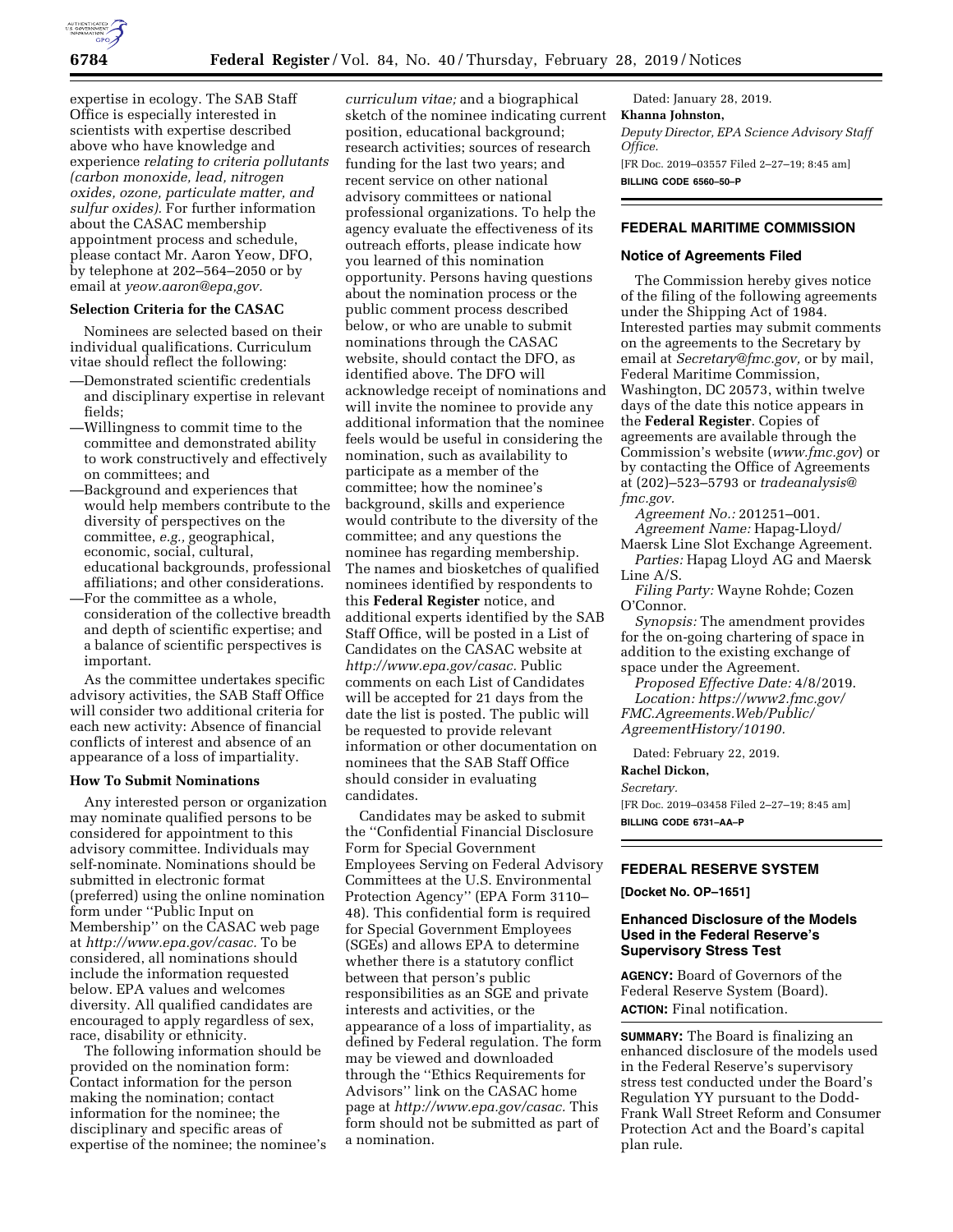expertise in ecology. The SAB Staff Office is especially interested in scientists with expertise described above who have knowledge and experience *relating to criteria pollutants (carbon monoxide, lead, nitrogen oxides, ozone, particulate matter, and sulfur oxides).* For further information about the CASAC membership appointment process and schedule, please contact Mr. Aaron Yeow, DFO, by telephone at 202–564–2050 or by email at *yeow.aaron@epa,gov.*

**Selection Criteria for the CASAC**

Nominees are selected based on their individual qualifications. Curriculum vitae should reflect the following:

—Demonstrated scientific credentials and disciplinary expertise in relevant fields;

—Willingness to commit time to the committee and demonstrated ability to work constructively and effectively on committees; and

—Background and experiences that would help members contribute to the diversity of perspectives on the committee, *e.g.,* geographical, economic, social, cultural, educational backgrounds, professional affiliations; and other considerations.

—For the committee as a whole, consideration of the collective breadth and depth of scientific expertise; and a balance of scientific perspectives is important.

As the committee undertakes specific advisory activities, the SAB Staff Office will consider two additional criteria for each new activity: Absence of financial conflicts of interest and absence of an appearance of a loss of impartiality.

**How To Submit Nominations**

Any interested person or organization may nominate qualified persons to be considered for appointment to this advisory committee. Individuals may self-nominate. Nominations should be submitted in electronic format (preferred) using the online nomination form under ''Public Input on Membership'' on the CASAC web page at *http://www.epa.gov/casac.* To be considered, all nominations should include the information requested below. EPA values and welcomes diversity. All qualified candidates are encouraged to apply regardless of sex, race, disability or ethnicity.

The following information should be provided on the nomination form: Contact information for the person making the nomination; contact information for the nominee; the disciplinary and specific areas of expertise of the nominee; the nominee's *curriculum vitae;* and a biographical sketch of the nominee indicating current position, educational background; research activities; sources of research funding for the last two years; and recent service on other national advisory committees or national professional organizations. To help the agency evaluate the effectiveness of its outreach efforts, please indicate how you learned of this nomination opportunity. Persons having questions about the nomination process or the public comment process described below, or who are unable to submit nominations through the CASAC website, should contact the DFO, as identified above. The DFO will acknowledge receipt of nominations and will invite the nominee to provide any additional information that the nominee feels would be useful in considering the nomination, such as availability to participate as a member of the committee; how the nominee's background, skills and experience would contribute to the diversity of the committee; and any questions the nominee has regarding membership. The names and biosketches of qualified nominees identified by respondents to this **Federal Register** notice, and additional experts identified by the SAB Staff Office, will be posted in a List of Candidates on the CASAC website at *http://www.epa.gov/casac.* Public comments on each List of Candidates will be accepted for 21 days from the date the list is posted. The public will be requested to provide relevant information or other documentation on nominees that the SAB Staff Office should consider in evaluating candidates.

Candidates may be asked to submit the ''Confidential Financial Disclosure Form for Special Government Employees Serving on Federal Advisory Committees at the U.S. Environmental Protection Agency'' (EPA Form 3110–48). This confidential form is required for Special Government Employees (SGEs) and allows EPA to determine whether there is a statutory conflict between that person's public responsibilities as an SGE and private interests and activities, or the appearance of a loss of impartiality, as defined by Federal regulation. The form may be viewed and downloaded through the ''Ethics Requirements for Advisors'' link on the CASAC home page at *http://www.epa.gov/casac.* This form should not be submitted as part of a nomination.

Dated: January 28, 2019.

**Khanna Johnston,**

*Deputy Director, EPA Science Advisory Staff Office.*

[FR Doc. 2019–03557 Filed 2–27–19; 8:45 am]

**BILLING CODE 6560–50–P**

## FEDERAL MARITIME COMMISSION

### Notice of Agreements Filed

The Commission hereby gives notice of the filing of the following agreements under the Shipping Act of 1984. Interested parties may submit comments on the agreements to the Secretary by email at *Secretary@fmc.gov,* or by mail, Federal Maritime Commission, Washington, DC 20573, within twelve days of the date this notice appears in the **Federal Register**. Copies of agreements are available through the Commission's website (*www.fmc.gov*) or by contacting the Office of Agreements at (202)–523–5793 or *tradeanalysis@fmc.gov.*

*Agreement No.:* 201251–001.

*Agreement Name:* Hapag-Lloyd/Maersk Line Slot Exchange Agreement.

*Parties:* Hapag Lloyd AG and Maersk Line A/S.

*Filing Party:* Wayne Rohde; Cozen O'Connor.

*Synopsis:* The amendment provides for the on-going chartering of space in addition to the existing exchange of space under the Agreement.

*Proposed Effective Date:* 4/8/2019.

*Location: https://www2.fmc.gov/FMC.Agreements.Web/Public/AgreementHistory/10190.*

Dated: February 22, 2019.

**Rachel Dickon,**

*Secretary.*

[FR Doc. 2019–03458 Filed 2–27–19; 8:45 am]

**BILLING CODE 6731–AA–P**

## FEDERAL RESERVE SYSTEM

**[Docket No. OP–1651]**

### Enhanced Disclosure of the Models Used in the Federal Reserve's Supervisory Stress Test

**AGENCY:** Board of Governors of the Federal Reserve System (Board).

**ACTION:** Final notification.

**SUMMARY:** The Board is finalizing an enhanced disclosure of the models used in the Federal Reserve's supervisory stress test conducted under the Board's Regulation YY pursuant to the Dodd-Frank Wall Street Reform and Consumer Protection Act and the Board's capital plan rule.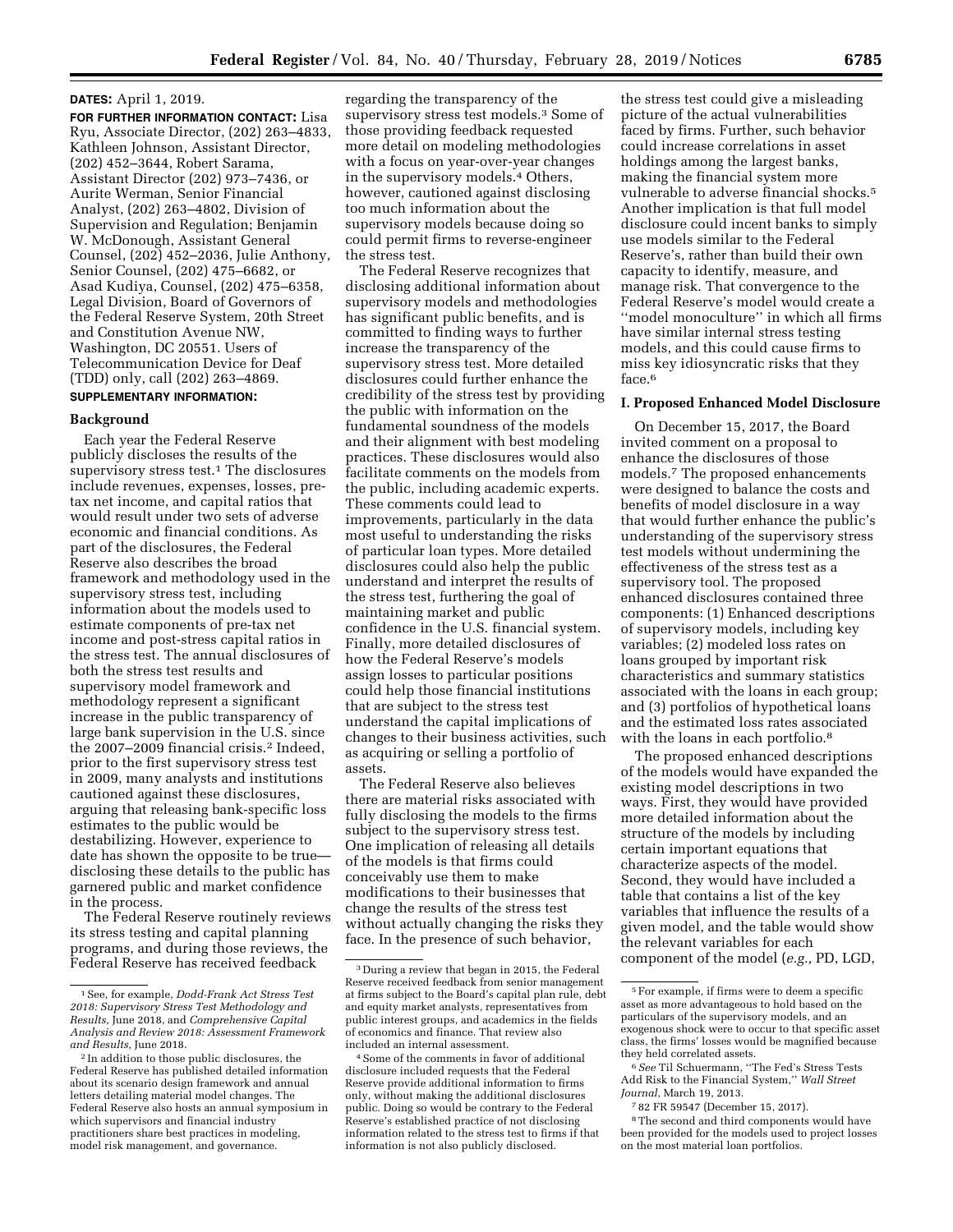**DATES:** April 1, 2019.

**FOR FURTHER INFORMATION CONTACT:** Lisa Ryu, Associate Director, (202) 263–4833, Kathleen Johnson, Assistant Director, (202) 452–3644, Robert Sarama, Assistant Director (202) 973–7436, or Aurite Werman, Senior Financial Analyst, (202) 263–4802, Division of Supervision and Regulation; Benjamin W. McDonough, Assistant General Counsel, (202) 452–2036, Julie Anthony, Senior Counsel, (202) 475–6682, or Asad Kudiya, Counsel, (202) 475–6358, Legal Division, Board of Governors of the Federal Reserve System, 20th Street and Constitution Avenue NW, Washington, DC 20551. Users of Telecommunication Device for Deaf (TDD) only, call (202) 263–4869.

**SUPPLEMENTARY INFORMATION:**

**Background**

Each year the Federal Reserve publicly discloses the results of the supervisory stress test.[1] The disclosures include revenues, expenses, losses, pre-tax net income, and capital ratios that would result under two sets of adverse economic and financial conditions. As part of the disclosures, the Federal Reserve also describes the broad framework and methodology used in the supervisory stress test, including information about the models used to estimate components of pre-tax net income and post-stress capital ratios in the stress test. The annual disclosures of both the stress test results and supervisory model framework and methodology represent a significant increase in the public transparency of large bank supervision in the U.S. since the 2007–2009 financial crisis.[2] Indeed, prior to the first supervisory stress test in 2009, many analysts and institutions cautioned against these disclosures, arguing that releasing bank-specific loss estimates to the public would be destabilizing. However, experience to date has shown the opposite to be true—disclosing these details to the public has garnered public and market confidence in the process.

The Federal Reserve routinely reviews its stress testing and capital planning programs, and during those reviews, the Federal Reserve has received feedback regarding the transparency of the supervisory stress test models.[3] Some of those providing feedback requested more detail on modeling methodologies with a focus on year-over-year changes in the supervisory models.[4] Others, however, cautioned against disclosing too much information about the supervisory models because doing so could permit firms to reverse-engineer the stress test.

The Federal Reserve recognizes that disclosing additional information about supervisory models and methodologies has significant public benefits, and is committed to finding ways to further increase the transparency of the supervisory stress test. More detailed disclosures could further enhance the credibility of the stress test by providing the public with information on the fundamental soundness of the models and their alignment with best modeling practices. These disclosures would also facilitate comments on the models from the public, including academic experts. These comments could lead to improvements, particularly in the data most useful to understanding the risks of particular loan types. More detailed disclosures could also help the public understand and interpret the results of the stress test, furthering the goal of maintaining market and public confidence in the U.S. financial system. Finally, more detailed disclosures of how the Federal Reserve's models assign losses to particular positions could help those financial institutions that are subject to the stress test understand the capital implications of changes to their business activities, such as acquiring or selling a portfolio of assets.

The Federal Reserve also believes there are material risks associated with fully disclosing the models to the firms subject to the supervisory stress test. One implication of releasing all details of the models is that firms could conceivably use them to make modifications to their businesses that change the results of the stress test without actually changing the risks they face. In the presence of such behavior, the stress test could give a misleading picture of the actual vulnerabilities faced by firms. Further, such behavior could increase correlations in asset holdings among the largest banks, making the financial system more vulnerable to adverse financial shocks.[5] Another implication is that full model disclosure could incent banks to simply use models similar to the Federal Reserve's, rather than build their own capacity to identify, measure, and manage risk. That convergence to the Federal Reserve's model would create a "model monoculture" in which all firms have similar internal stress testing models, and this could cause firms to miss key idiosyncratic risks that they face.[6]

**I. Proposed Enhanced Model Disclosure**

On December 15, 2017, the Board invited comment on a proposal to enhance the disclosures of those models.[7] The proposed enhancements were designed to balance the costs and benefits of model disclosure in a way that would further enhance the public's understanding of the supervisory stress test models without undermining the effectiveness of the stress test as a supervisory tool. The proposed enhanced disclosures contained three components: (1) Enhanced descriptions of supervisory models, including key variables; (2) modeled loss rates on loans grouped by important risk characteristics and summary statistics associated with the loans in each group; and (3) portfolios of hypothetical loans and the estimated loss rates associated with the loans in each portfolio.[8]

The proposed enhanced descriptions of the models would have expanded the existing model descriptions in two ways. First, they would have provided more detailed information about the structure of the models by including certain important equations that characterize aspects of the model. Second, they would have included a table that contains a list of the key variables that influence the results of a given model, and the table would show the relevant variables for each component of the model (*e.g.,* PD, LGD,

---

[1] See, for example, *Dodd-Frank Act Stress Test 2018: Supervisory Stress Test Methodology and Results,* June 2018, and *Comprehensive Capital Analysis and Review 2018: Assessment Framework and Results,* June 2018.

[2] In addition to those public disclosures, the Federal Reserve has published detailed information about its scenario design framework and annual letters detailing material model changes. The Federal Reserve also hosts an annual symposium in which supervisors and financial industry practitioners share best practices in modeling, model risk management, and governance.

[3] During a review that began in 2015, the Federal Reserve received feedback from senior management at firms subject to the Board's capital plan rule, debt and equity market analysts, representatives from public interest groups, and academics in the fields of economics and finance. That review also included an internal assessment.

[4] Some of the comments in favor of additional disclosure included requests that the Federal Reserve provide additional information to firms only, without making the additional disclosures public. Doing so would be contrary to the Federal Reserve's established practice of not disclosing information related to the stress test to firms if that information is not also publicly disclosed.

[5] For example, if firms were to deem a specific asset as more advantageous to hold based on the particulars of the supervisory models, and an exogenous shock were to occur to that specific asset class, the firms' losses would be magnified because they held correlated assets.

[6] *See* Til Schuermann, "The Fed's Stress Tests Add Risk to the Financial System," *Wall Street Journal,* March 19, 2013.

[7] 82 FR 59547 (December 15, 2017).

[8] The second and third components would have been provided for the models used to project losses on the most material loan portfolios.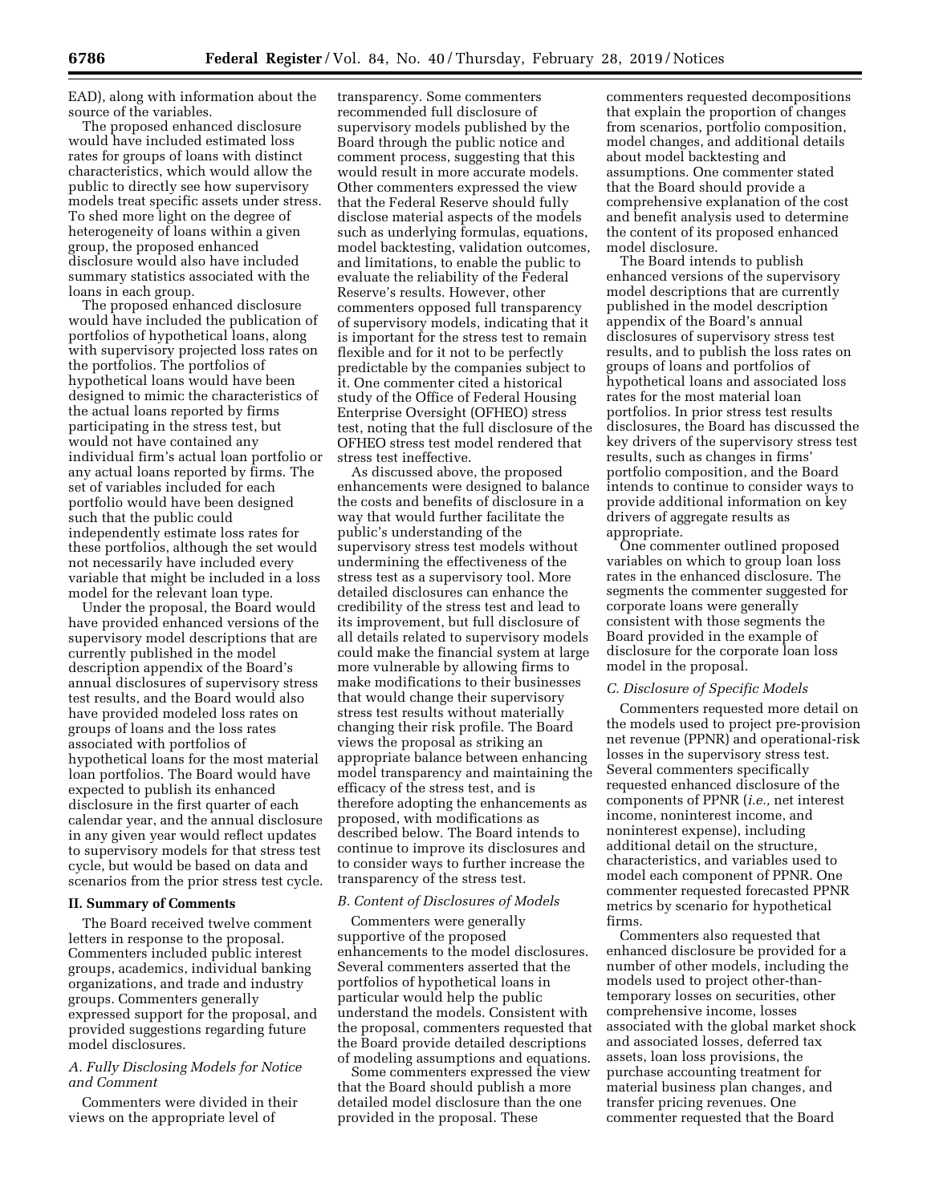EAD), along with information about the source of the variables.

The proposed enhanced disclosure would have included estimated loss rates for groups of loans with distinct characteristics, which would allow the public to directly see how supervisory models treat specific assets under stress. To shed more light on the degree of heterogeneity of loans within a given group, the proposed enhanced disclosure would also have included summary statistics associated with the loans in each group.

The proposed enhanced disclosure would have included the publication of portfolios of hypothetical loans, along with supervisory projected loss rates on the portfolios. The portfolios of hypothetical loans would have been designed to mimic the characteristics of the actual loans reported by firms participating in the stress test, but would not have contained any individual firm's actual loan portfolio or any actual loans reported by firms. The set of variables included for each portfolio would have been designed such that the public could independently estimate loss rates for these portfolios, although the set would not necessarily have included every variable that might be included in a loss model for the relevant loan type.

Under the proposal, the Board would have provided enhanced versions of the supervisory model descriptions that are currently published in the model description appendix of the Board's annual disclosures of supervisory stress test results, and the Board would also have provided modeled loss rates on groups of loans and the loss rates associated with portfolios of hypothetical loans for the most material loan portfolios. The Board would have expected to publish its enhanced disclosure in the first quarter of each calendar year, and the annual disclosure in any given year would reflect updates to supervisory models for that stress test cycle, but would be based on data and scenarios from the prior stress test cycle.

## II. Summary of Comments

The Board received twelve comment letters in response to the proposal. Commenters included public interest groups, academics, individual banking organizations, and trade and industry groups. Commenters generally expressed support for the proposal, and provided suggestions regarding future model disclosures.

### *A. Fully Disclosing Models for Notice and Comment*

Commenters were divided in their views on the appropriate level of transparency. Some commenters recommended full disclosure of supervisory models published by the Board through the public notice and comment process, suggesting that this would result in more accurate models. Other commenters expressed the view that the Federal Reserve should fully disclose material aspects of the models such as underlying formulas, equations, model backtesting, validation outcomes, and limitations, to enable the public to evaluate the reliability of the Federal Reserve's results. However, other commenters opposed full transparency of supervisory models, indicating that it is important for the stress test to remain flexible and for it not to be perfectly predictable by the companies subject to it. One commenter cited a historical study of the Office of Federal Housing Enterprise Oversight (OFHEO) stress test, noting that the full disclosure of the OFHEO stress test model rendered that stress test ineffective.

As discussed above, the proposed enhancements were designed to balance the costs and benefits of disclosure in a way that would further facilitate the public's understanding of the supervisory stress test models without undermining the effectiveness of the stress test as a supervisory tool. More detailed disclosures can enhance the credibility of the stress test and lead to its improvement, but full disclosure of all details related to supervisory models could make the financial system at large more vulnerable by allowing firms to make modifications to their businesses that would change their supervisory stress test results without materially changing their risk profile. The Board views the proposal as striking an appropriate balance between enhancing model transparency and maintaining the efficacy of the stress test, and is therefore adopting the enhancements as proposed, with modifications as described below. The Board intends to continue to improve its disclosures and to consider ways to further increase the transparency of the stress test.

### *B. Content of Disclosures of Models*

Commenters were generally supportive of the proposed enhancements to the model disclosures. Several commenters asserted that the portfolios of hypothetical loans in particular would help the public understand the models. Consistent with the proposal, commenters requested that the Board provide detailed descriptions of modeling assumptions and equations.

Some commenters expressed the view that the Board should publish a more detailed model disclosure than the one provided in the proposal. These commenters requested decompositions that explain the proportion of changes from scenarios, portfolio composition, model changes, and additional details about model backtesting and assumptions. One commenter stated that the Board should provide a comprehensive explanation of the cost and benefit analysis used to determine the content of its proposed enhanced model disclosure.

The Board intends to publish enhanced versions of the supervisory model descriptions that are currently published in the model description appendix of the Board's annual disclosures of supervisory stress test results, and to publish the loss rates on groups of loans and portfolios of hypothetical loans and associated loss rates for the most material loan portfolios. In prior stress test results disclosures, the Board has discussed the key drivers of the supervisory stress test results, such as changes in firms' portfolio composition, and the Board intends to continue to consider ways to provide additional information on key drivers of aggregate results as appropriate.

One commenter outlined proposed variables on which to group loan loss rates in the enhanced disclosure. The segments the commenter suggested for corporate loans were generally consistent with those segments the Board provided in the example of disclosure for the corporate loan loss model in the proposal.

### *C. Disclosure of Specific Models*

Commenters requested more detail on the models used to project pre-provision net revenue (PPNR) and operational-risk losses in the supervisory stress test. Several commenters specifically requested enhanced disclosure of the components of PPNR (*i.e.,* net interest income, noninterest income, and noninterest expense), including additional detail on the structure, characteristics, and variables used to model each component of PPNR. One commenter requested forecasted PPNR metrics by scenario for hypothetical firms.

Commenters also requested that enhanced disclosure be provided for a number of other models, including the models used to project other-than-temporary losses on securities, other comprehensive income, losses associated with the global market shock and associated losses, deferred tax assets, loan loss provisions, the purchase accounting treatment for material business plan changes, and transfer pricing revenues. One commenter requested that the Board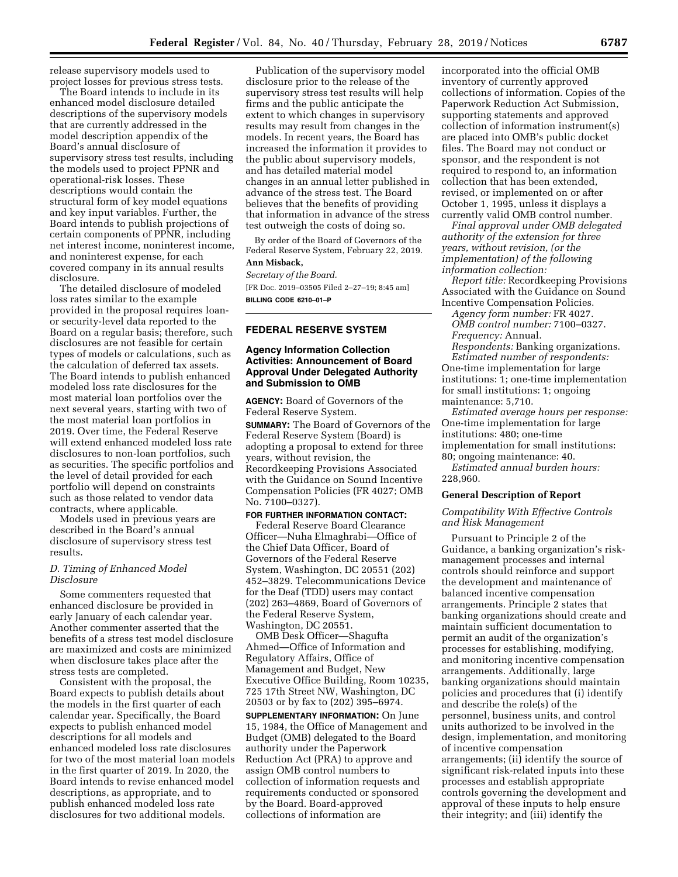release supervisory models used to project losses for previous stress tests.

The Board intends to include in its enhanced model disclosure detailed descriptions of the supervisory models that are currently addressed in the model description appendix of the Board's annual disclosure of supervisory stress test results, including the models used to project PPNR and operational-risk losses. These descriptions would contain the structural form of key model equations and key input variables. Further, the Board intends to publish projections of certain components of PPNR, including net interest income, noninterest income, and noninterest expense, for each covered company in its annual results disclosure.

The detailed disclosure of modeled loss rates similar to the example provided in the proposal requires loan- or security-level data reported to the Board on a regular basis; therefore, such disclosures are not feasible for certain types of models or calculations, such as the calculation of deferred tax assets. The Board intends to publish enhanced modeled loss rate disclosures for the most material loan portfolios over the next several years, starting with two of the most material loan portfolios in 2019. Over time, the Federal Reserve will extend enhanced modeled loss rate disclosures to non-loan portfolios, such as securities. The specific portfolios and the level of detail provided for each portfolio will depend on constraints such as those related to vendor data contracts, where applicable.

Models used in previous years are described in the Board's annual disclosure of supervisory stress test results.

### D. Timing of Enhanced Model Disclosure

Some commenters requested that enhanced disclosure be provided in early January of each calendar year. Another commenter asserted that the benefits of a stress test model disclosure are maximized and costs are minimized when disclosure takes place after the stress tests are completed.

Consistent with the proposal, the Board expects to publish details about the models in the first quarter of each calendar year. Specifically, the Board expects to publish enhanced model descriptions for all models and enhanced modeled loss rate disclosures for two of the most material loan models in the first quarter of 2019. In 2020, the Board intends to revise enhanced model descriptions, as appropriate, and to publish enhanced modeled loss rate disclosures for two additional models.

Publication of the supervisory model disclosure prior to the release of the supervisory stress test results will help firms and the public anticipate the extent to which changes in supervisory results may result from changes in the models. In recent years, the Board has increased the information it provides to the public about supervisory models, and has detailed material model changes in an annual letter published in advance of the stress test. The Board believes that the benefits of providing that information in advance of the stress test outweigh the costs of doing so.

By order of the Board of Governors of the Federal Reserve System, February 22, 2019.

**Ann Misback,**

*Secretary of the Board.*

[FR Doc. 2019–03505 Filed 2–27–19; 8:45 am]

**BILLING CODE 6210–01–P**

---

## FEDERAL RESERVE SYSTEM

### Agency Information Collection Activities: Announcement of Board Approval Under Delegated Authority and Submission to OMB

**AGENCY:** Board of Governors of the Federal Reserve System.

**SUMMARY:** The Board of Governors of the Federal Reserve System (Board) is adopting a proposal to extend for three years, without revision, the Recordkeeping Provisions Associated with the Guidance on Sound Incentive Compensation Policies (FR 4027; OMB No. 7100–0327).

**FOR FURTHER INFORMATION CONTACT:**

Federal Reserve Board Clearance Officer—Nuha Elmaghrabi—Office of the Chief Data Officer, Board of Governors of the Federal Reserve System, Washington, DC 20551 (202) 452–3829. Telecommunications Device for the Deaf (TDD) users may contact (202) 263–4869, Board of Governors of the Federal Reserve System, Washington, DC 20551.

OMB Desk Officer—Shagufta Ahmed—Office of Information and Regulatory Affairs, Office of Management and Budget, New Executive Office Building, Room 10235, 725 17th Street NW, Washington, DC 20503 or by fax to (202) 395–6974.

**SUPPLEMENTARY INFORMATION:** On June 15, 1984, the Office of Management and Budget (OMB) delegated to the Board authority under the Paperwork Reduction Act (PRA) to approve and assign OMB control numbers to collection of information requests and requirements conducted or sponsored by the Board. Board-approved collections of information are incorporated into the official OMB inventory of currently approved collections of information. Copies of the Paperwork Reduction Act Submission, supporting statements and approved collection of information instrument(s) are placed into OMB's public docket files. The Board may not conduct or sponsor, and the respondent is not required to respond to, an information collection that has been extended, revised, or implemented on or after October 1, 1995, unless it displays a currently valid OMB control number.

*Final approval under OMB delegated authority of the extension for three years, without revision, (or the implementation) of the following information collection:*

*Report title:* Recordkeeping Provisions Associated with the Guidance on Sound Incentive Compensation Policies.

*Agency form number:* FR 4027.

*OMB control number:* 7100–0327.

*Frequency:* Annual.

*Respondents:* Banking organizations.

*Estimated number of respondents:* One-time implementation for large institutions: 1; one-time implementation for small institutions: 1; ongoing maintenance: 5,710.

*Estimated average hours per response:* One-time implementation for large institutions: 480; one-time implementation for small institutions: 80; ongoing maintenance: 40.

*Estimated annual burden hours:* 228,960.

**General Description of Report**

*Compatibility With Effective Controls and Risk Management*

Pursuant to Principle 2 of the Guidance, a banking organization's risk-management processes and internal controls should reinforce and support the development and maintenance of balanced incentive compensation arrangements. Principle 2 states that banking organizations should create and maintain sufficient documentation to permit an audit of the organization's processes for establishing, modifying, and monitoring incentive compensation arrangements. Additionally, large banking organizations should maintain policies and procedures that (i) identify and describe the role(s) of the personnel, business units, and control units authorized to be involved in the design, implementation, and monitoring of incentive compensation arrangements; (ii) identify the source of significant risk-related inputs into these processes and establish appropriate controls governing the development and approval of these inputs to help ensure their integrity; and (iii) identify the